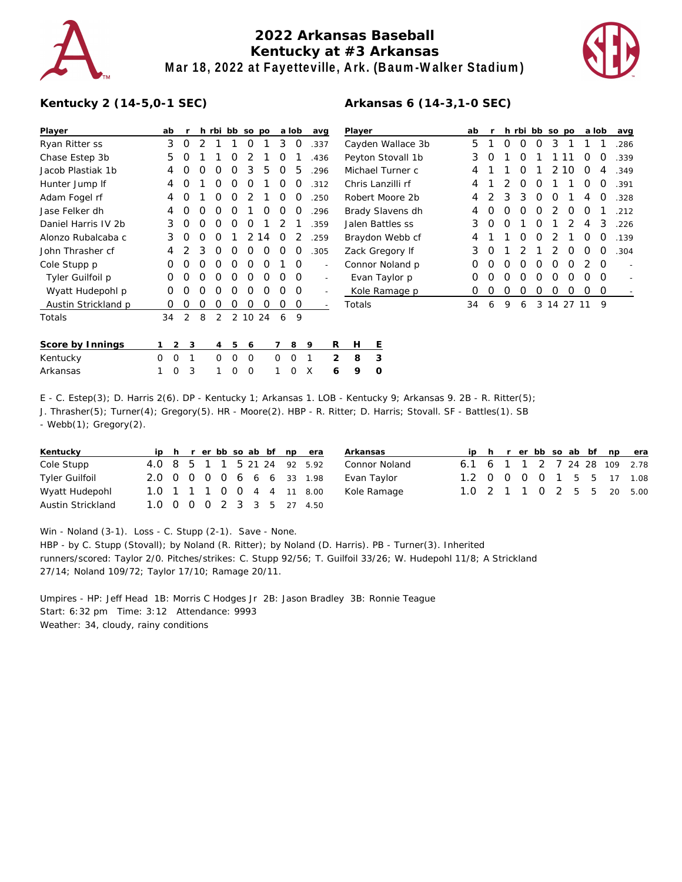# 2022 Arkansas Baseball
## Kentucky at #3 Arkansas
### Mar 18, 2022 at Fayetteville, Ark. (Baum-Walker Stadium)

**Kentucky 2 (14-5,0-1 SEC)**

| Player | ab | r | h | rbi | bb | so | po | a | lob | avg |
|---|---|---|---|---|---|---|---|---|---|---|
| Ryan Ritter ss | 3 | 0 | 2 | 1 | 1 | 0 | 1 | 3 | 0 | .337 |
| Chase Estep 3b | 5 | 0 | 1 | 1 | 0 | 2 | 1 | 0 | 1 | .436 |
| Jacob Plastiak 1b | 4 | 0 | 0 | 0 | 0 | 3 | 5 | 0 | 5 | .296 |
| Hunter Jump lf | 4 | 0 | 1 | 0 | 0 | 0 | 1 | 0 | 0 | .312 |
| Adam Fogel rf | 4 | 0 | 1 | 0 | 0 | 2 | 1 | 0 | 0 | .250 |
| Jase Felker dh | 4 | 0 | 0 | 0 | 0 | 1 | 0 | 0 | 0 | .296 |
| Daniel Harris IV 2b | 3 | 0 | 0 | 0 | 0 | 0 | 1 | 2 | 1 | .359 |
| Alonzo Rubalcaba c | 3 | 0 | 0 | 0 | 1 | 2 | 14 | 0 | 2 | .259 |
| John Thrasher cf | 4 | 2 | 3 | 0 | 0 | 0 | 0 | 0 | 0 | .305 |
| Cole Stupp p | 0 | 0 | 0 | 0 | 0 | 0 | 0 | 1 | 0 | - |
| Tyler Guilfoil p | 0 | 0 | 0 | 0 | 0 | 0 | 0 | 0 | 0 | - |
| Wyatt Hudepohl p | 0 | 0 | 0 | 0 | 0 | 0 | 0 | 0 | 0 | - |
| Austin Strickland p | 0 | 0 | 0 | 0 | 0 | 0 | 0 | 0 | 0 | - |
| Totals | 34 | 2 | 8 | 2 | 2 | 10 | 24 | 6 | 9 | |

**Arkansas 6 (14-3,1-0 SEC)**

| Player | ab | r | h | rbi | bb | so | po | a | lob | avg |
|---|---|---|---|---|---|---|---|---|---|---|
| Cayden Wallace 3b | 5 | 1 | 0 | 0 | 0 | 3 | 1 | 1 | 1 | .286 |
| Peyton Stovall 1b | 3 | 0 | 1 | 0 | 1 | 1 | 11 | 0 | 0 | .339 |
| Michael Turner c | 4 | 1 | 1 | 0 | 1 | 2 | 10 | 0 | 4 | .349 |
| Chris Lanzilli rf | 4 | 1 | 2 | 0 | 0 | 1 | 1 | 0 | 0 | .391 |
| Robert Moore 2b | 4 | 2 | 3 | 3 | 0 | 0 | 1 | 4 | 0 | .328 |
| Brady Slavens dh | 4 | 0 | 0 | 0 | 0 | 2 | 0 | 0 | 1 | .212 |
| Jalen Battles ss | 3 | 0 | 0 | 1 | 0 | 1 | 2 | 4 | 3 | .226 |
| Braydon Webb cf | 4 | 1 | 1 | 0 | 0 | 2 | 1 | 0 | 0 | .139 |
| Zack Gregory lf | 3 | 0 | 1 | 2 | 1 | 2 | 0 | 0 | 0 | .304 |
| Connor Noland p | 0 | 0 | 0 | 0 | 0 | 0 | 0 | 2 | 0 | - |
| Evan Taylor p | 0 | 0 | 0 | 0 | 0 | 0 | 0 | 0 | 0 | - |
| Kole Ramage p | 0 | 0 | 0 | 0 | 0 | 0 | 0 | 0 | 0 | - |
| Totals | 34 | 6 | 9 | 6 | 3 | 14 | 27 | 11 | 9 | |

| Score by Innings | 1 | 2 | 3 | 4 | 5 | 6 | 7 | 8 | 9 | R | H | E |
|---|---|---|---|---|---|---|---|---|---|---|---|---|
| Kentucky | 0 | 0 | 1 | 0 | 0 | 0 | 0 | 0 | 1 | 2 | 8 | 3 |
| Arkansas | 1 | 0 | 3 | 1 | 0 | 0 | 1 | 0 | X | 6 | 9 | 0 |

E - C. Estep(3); D. Harris 2(6). DP - Kentucky 1; Arkansas 1. LOB - Kentucky 9; Arkansas 9. 2B - R. Ritter(5); J. Thrasher(5); Turner(4); Gregory(5). HR - Moore(2). HBP - R. Ritter; D. Harris; Stovall. SF - Battles(1). SB - Webb(1); Gregory(2).

| Kentucky | ip | h | r | er | bb | so | ab | bf | np | era |
|---|---|---|---|---|---|---|---|---|---|---|
| Cole Stupp | 4.0 | 8 | 5 | 1 | 1 | 5 | 21 | 24 | 92 | 5.92 |
| Tyler Guilfoil | 2.0 | 0 | 0 | 0 | 0 | 6 | 6 | 6 | 33 | 1.98 |
| Wyatt Hudepohl | 1.0 | 1 | 1 | 1 | 0 | 0 | 4 | 4 | 11 | 8.00 |
| Austin Strickland | 1.0 | 0 | 0 | 0 | 2 | 3 | 3 | 5 | 27 | 4.50 |

| Arkansas | ip | h | r | er | bb | so | ab | bf | np | era |
|---|---|---|---|---|---|---|---|---|---|---|
| Connor Noland | 6.1 | 6 | 1 | 1 | 2 | 7 | 24 | 28 | 109 | 2.78 |
| Evan Taylor | 1.2 | 0 | 0 | 0 | 0 | 1 | 5 | 5 | 17 | 1.08 |
| Kole Ramage | 1.0 | 2 | 1 | 1 | 0 | 2 | 5 | 5 | 20 | 5.00 |

Win - Noland (3-1). Loss - C. Stupp (2-1). Save - None.
HBP - by C. Stupp (Stovall); by Noland (R. Ritter); by Noland (D. Harris). PB - Turner(3). Inherited runners/scored: Taylor 2/0. Pitches/strikes: C. Stupp 92/56; T. Guilfoil 33/26; W. Hudepohl 11/8; A Strickland 27/14; Noland 109/72; Taylor 17/10; Ramage 20/11.

Umpires - HP: Jeff Head 1B: Morris C Hodges Jr 2B: Jason Bradley 3B: Ronnie Teague
Start: 6:32 pm Time: 3:12 Attendance: 9993
Weather: 34, cloudy, rainy conditions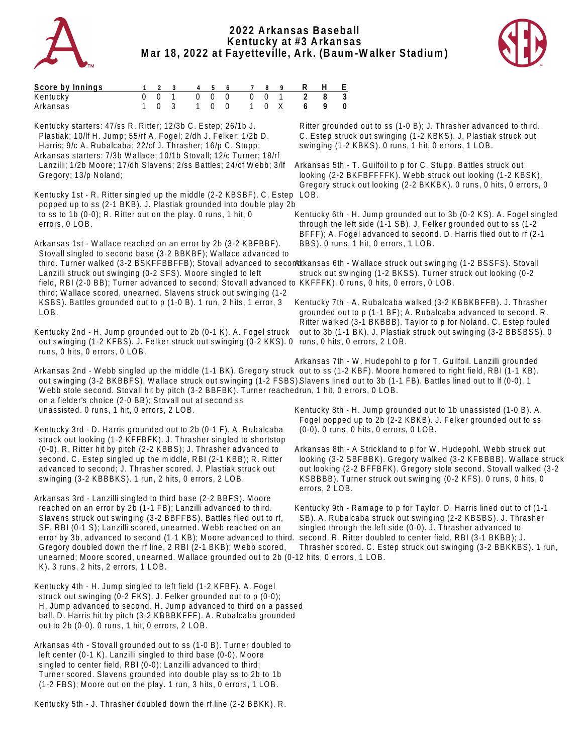# 2022 Arkansas Baseball
## Kentucky at #3 Arkansas
### Mar 18, 2022 at Fayetteville, Ark. (Baum-Walker Stadium)

| Score by Innings | 1 | 2 | 3 | 4 | 5 | 6 | 7 | 8 | 9 | R | H | E |
|---|---|---|---|---|---|---|---|---|---|---|---|---|
| Kentucky | 0 | 0 | 1 | 0 | 0 | 0 | 0 | 0 | 1 | 2 | 8 | 3 |
| Arkansas | 1 | 0 | 3 | 1 | 0 | 0 | 1 | 0 | X | 6 | 9 | 0 |

Kentucky starters: 47/ss R. Ritter; 12/3b C. Estep; 26/1b J. Plastiak; 10/lf H. Jump; 55/rf A. Fogel; 2/dh J. Felker; 1/2b D. Harris; 9/c A. Rubalcaba; 22/cf J. Thrasher; 16/p C. Stupp;
Arkansas starters: 7/3b Wallace; 10/1b Stovall; 12/c Turner; 18/rf Lanzilli; 1/2b Moore; 17/dh Slavens; 2/ss Battles; 24/cf Webb; 3/lf Gregory; 13/p Noland;

Kentucky 1st - R. Ritter singled up the middle (2-2 KBSBF). C. Estep popped up to ss (2-1 BKB). J. Plastiak grounded into double play 2b to ss to 1b (0-0); R. Ritter out on the play. 0 runs, 1 hit, 0 errors, 0 LOB.

Arkansas 1st - Wallace reached on an error by 2b (3-2 KBFBBF). Stovall singled to second base (3-2 BBKBF); Wallace advanced to third. Turner walked (3-2 BSKFFBBFFB); Stovall advanced to second. Lanzilli struck out swinging (0-2 SFS). Moore singled to left field, RBI (2-0 BB); Turner advanced to second; Stovall advanced to third; Wallace scored, unearned. Slavens struck out swinging (1-2 KSBS). Battles grounded out to p (1-0 B). 1 run, 2 hits, 1 error, 3 LOB.

Kentucky 2nd - H. Jump grounded out to 2b (0-1 K). A. Fogel struck out swinging (1-2 KFBS). J. Felker struck out swinging (0-2 KKS). 0 runs, 0 hits, 0 errors, 0 LOB.

Arkansas 2nd - Webb singled up the middle (1-1 BK). Gregory struck out swinging (3-2 BKBBFS). Wallace struck out swinging (1-2 FSBS). Webb stole second. Stovall hit by pitch (3-2 BBFBK). Turner reached on a fielder's choice (2-0 BB); Stovall out at second ss unassisted. 0 runs, 1 hit, 0 errors, 2 LOB.

Kentucky 3rd - D. Harris grounded out to 2b (0-1 F). A. Rubalcaba struck out looking (1-2 KFFBFK). J. Thrasher singled to shortstop (0-0). R. Ritter hit by pitch (2-2 KBBS); J. Thrasher advanced to second. C. Estep singled up the middle, RBI (2-1 KBB); R. Ritter advanced to second; J. Thrasher scored. J. Plastiak struck out swinging (3-2 KBBBKS). 1 run, 2 hits, 0 errors, 2 LOB.

Arkansas 3rd - Lanzilli singled to third base (2-2 BBFS). Moore reached on an error by 2b (1-1 FB); Lanzilli advanced to third. Slavens struck out swinging (3-2 BBFFBS). Battles flied out to rf, SF, RBI (0-1 S); Lanzilli scored, unearned. Webb reached on an error by 3b, advanced to second (1-1 KB); Moore advanced to third. Gregory doubled down the rf line, 2 RBI (2-1 BKB); Webb scored, unearned; Moore scored, unearned. Wallace grounded out to 2b (0-1 K). 3 runs, 2 hits, 2 errors, 1 LOB.

Kentucky 4th - H. Jump singled to left field (1-2 KFBF). A. Fogel struck out swinging (0-2 FKS). J. Felker grounded out to p (0-0); H. Jump advanced to second. H. Jump advanced to third on a passed ball. D. Harris hit by pitch (3-2 KBBBKFFF). A. Rubalcaba grounded out to 2b (0-0). 0 runs, 1 hit, 0 errors, 2 LOB.

Arkansas 4th - Stovall grounded out to ss (1-0 B). Turner doubled to left center (0-1 K). Lanzilli singled to third base (0-0). Moore singled to center field, RBI (0-0); Lanzilli advanced to third; Turner scored. Slavens grounded into double play ss to 2b to 1b (1-2 FBS); Moore out on the play. 1 run, 3 hits, 0 errors, 1 LOB.

Kentucky 5th - J. Thrasher doubled down the rf line (2-2 BBKK). R. Ritter grounded out to ss (1-0 B); J. Thrasher advanced to third. C. Estep struck out swinging (1-2 KBKS). J. Plastiak struck out swinging (1-2 KBKS). 0 runs, 1 hit, 0 errors, 1 LOB.

Arkansas 5th - T. Guilfoil to p for C. Stupp. Battles struck out looking (2-2 BKFBFFFFK). Webb struck out looking (1-2 KBSK). Gregory struck out looking (2-2 BKKBK). 0 runs, 0 hits, 0 errors, 0 LOB.

Kentucky 6th - H. Jump grounded out to 3b (0-2 KS). A. Fogel singled through the left side (1-1 SB). J. Felker grounded out to ss (1-2 BFFF); A. Fogel advanced to second. D. Harris flied out to rf (2-1 BBS). 0 runs, 1 hit, 0 errors, 1 LOB.

Arkansas 6th - Wallace struck out swinging (1-2 BSSFS). Stovall struck out swinging (1-2 BKSS). Turner struck out looking (0-2 KKFFFK). 0 runs, 0 hits, 0 errors, 0 LOB.

Kentucky 7th - A. Rubalcaba walked (3-2 KBBKBFFB). J. Thrasher grounded out to p (1-1 BF); A. Rubalcaba advanced to second. R. Ritter walked (3-1 BKBBB). Taylor to p for Noland. C. Estep fouled out to 3b (1-1 BK). J. Plastiak struck out swinging (3-2 BBSBSS). 0 runs, 0 hits, 0 errors, 2 LOB.

Arkansas 7th - W. Hudepohl to p for T. Guilfoil. Lanzilli grounded out to ss (1-2 KBF). Moore homered to right field, RBI (1-1 KB). Slavens lined out to 3b (1-1 FB). Battles lined out to lf (0-0). 1 run, 1 hit, 0 errors, 0 LOB.

Kentucky 8th - H. Jump grounded out to 1b unassisted (1-0 B). A. Fogel popped up to 2b (2-2 KBKB). J. Felker grounded out to ss (0-0). 0 runs, 0 hits, 0 errors, 0 LOB.

Arkansas 8th - A Strickland to p for W. Hudepohl. Webb struck out looking (3-2 SBFBBK). Gregory walked (3-2 KFBBBB). Wallace struck out looking (2-2 BFFBFK). Gregory stole second. Stovall walked (3-2 KSBBBB). Turner struck out swinging (0-2 KFS). 0 runs, 0 hits, 0 errors, 2 LOB.

Kentucky 9th - Ramage to p for Taylor. D. Harris lined out to cf (1-1 SB). A. Rubalcaba struck out swinging (2-2 KBSBS). J. Thrasher singled through the left side (0-0). J. Thrasher advanced to second. R. Ritter doubled to center field, RBI (3-1 BKBB); J. Thrasher scored. C. Estep struck out swinging (3-2 BBKKBS). 1 run, 2 hits, 0 errors, 1 LOB.